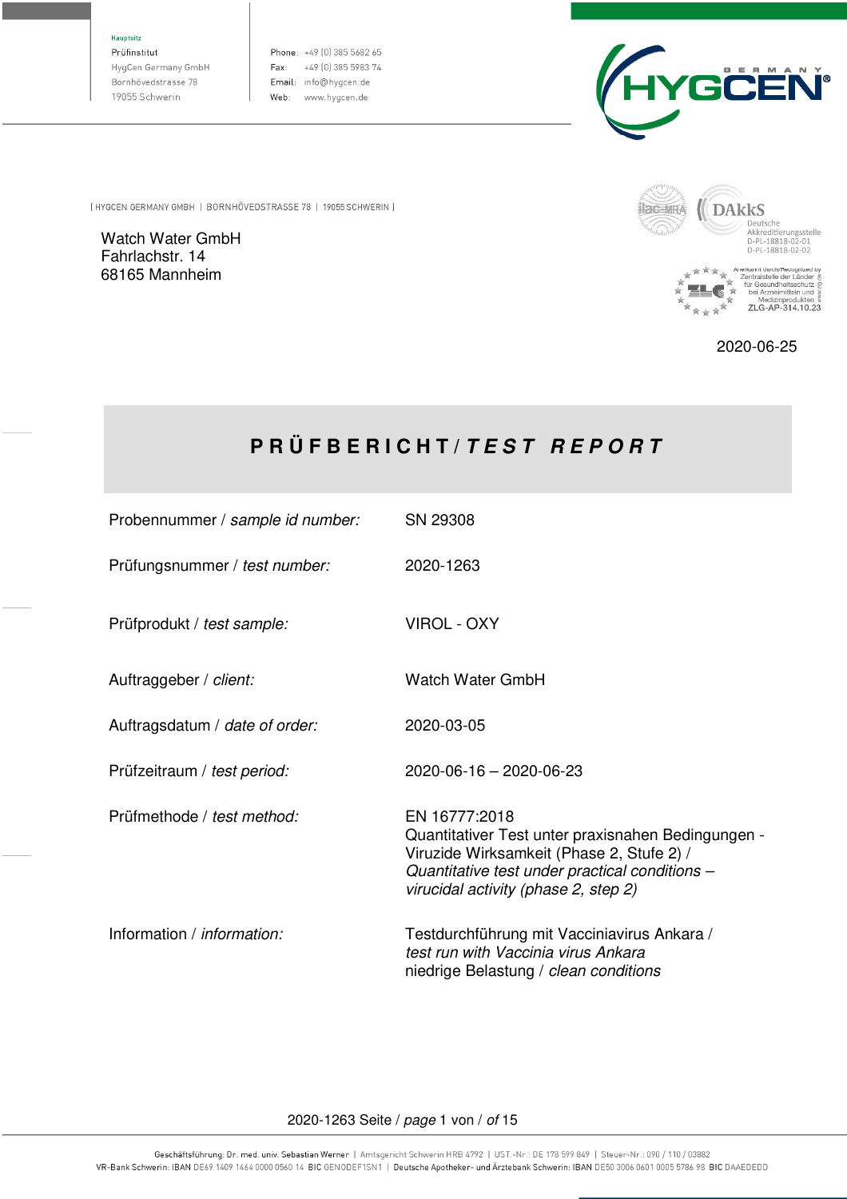Hauptsitz
Prüfinstitut
HygCen Germany GmbH
Bornhövedstrasse 78
19055 Schwerin

Phone: +49 (0) 385 5682 65
Fax: +49 (0) 385 5983 74
Email: info@hygcen.de
Web: www.hygcen.de

[ HYGCEN GERMANY GMBH | BORNHÖVEDSTRASSE 78 | 19055 SCHWERIN ]

Watch Water GmbH
Fahrlachstr. 14
68165 Mannheim

DAkkS Deutsche Akkreditierungsstelle D-PL-18818-02-01 D-PL-18818-02-02

Anerkannt durch/Recognized by Zentralstelle der Länder für Gesundheitsschutz bei Arzneimitteln und Medizinprodukten ZLG-AP-314.10.23

2020-06-25

# PRÜFBERICHT / *TEST REPORT*

| | |
|---|---|
| Probennummer / *sample id number:* | SN 29308 |
| Prüfungsnummer / *test number:* | 2020-1263 |
| Prüfprodukt / *test sample:* | VIROL - OXY |
| Auftraggeber / *client:* | Watch Water GmbH |
| Auftragsdatum / *date of order:* | 2020-03-05 |
| Prüfzeitraum / *test period:* | 2020-06-16 – 2020-06-23 |
| Prüfmethode / *test method:* | EN 16777:2018<br>Quantitativer Test unter praxisnahen Bedingungen - Viruzide Wirksamkeit (Phase 2, Stufe 2) /<br>*Quantitative test under practical conditions – virucidal activity (phase 2, step 2)* |
| Information / *information:* | Testdurchführung mit Vacciniavirus Ankara /<br>*test run with Vaccinia virus Ankara*<br>niedrige Belastung / *clean conditions* |

Geschäftsführung: Dr. med. univ. Sebastian Werner | Amtsgericht Schwerin HRB 4792 | UST.-Nr.: DE 178 599 849 | Steuer-Nr.: 090 / 110 / 03882
VR-Bank Schwerin: IBAN DE69 1409 1464 0000 0560 14 BIC GENODEF1SN1 | Deutsche Apotheker- und Ärztebank Schwerin: IBAN DE50 3006 0601 0005 5786 98 BIC DAAEDEDD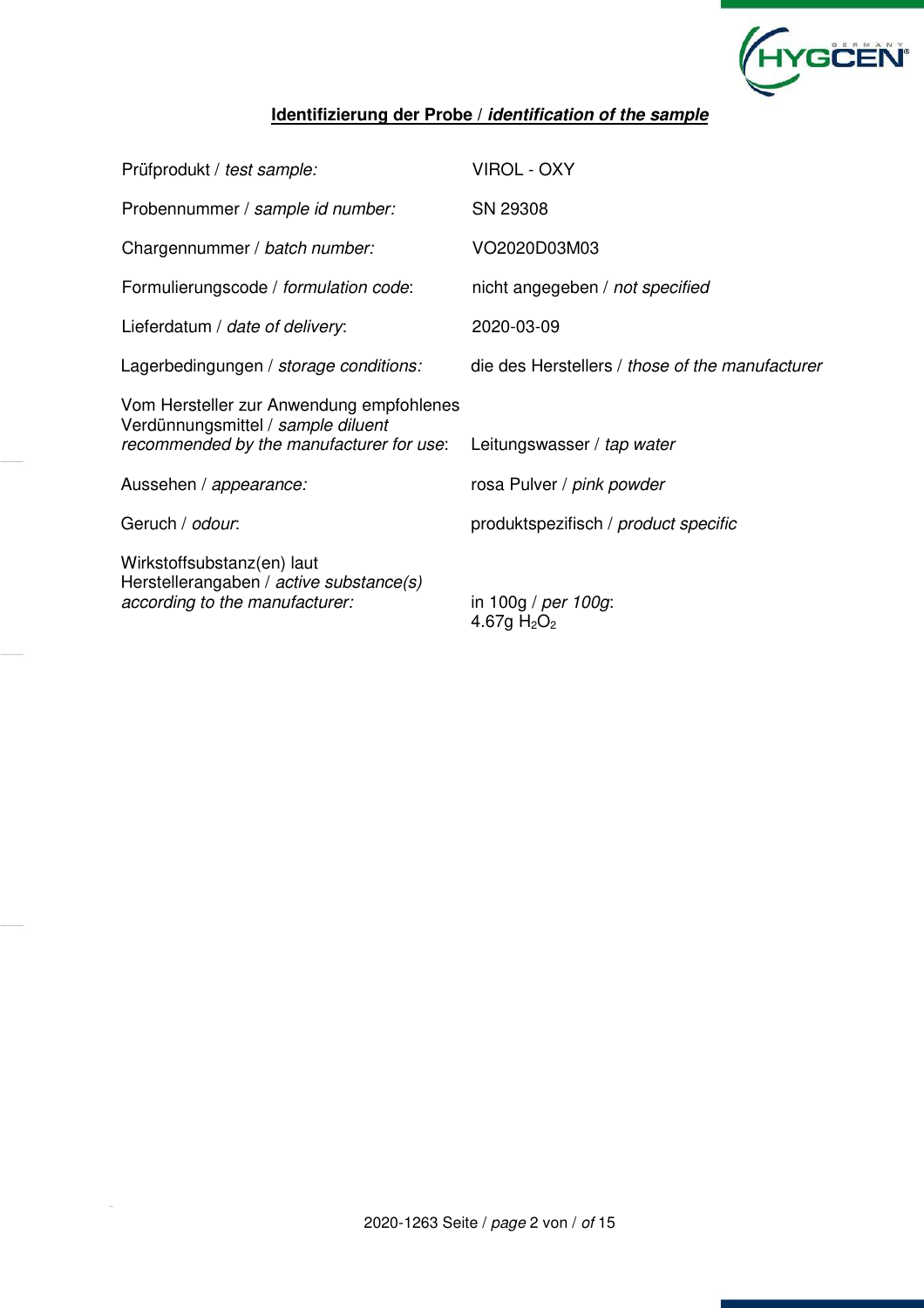## **Identifizierung der Probe / *identification of the sample***

| | |
|---|---|
| Prüfprodukt / *test sample:* | VIROL - OXY |
| Probennummer / *sample id number:* | SN 29308 |
| Chargennummer / *batch number:* | VO2020D03M03 |
| Formulierungscode / *formulation code*: | nicht angegeben / *not specified* |
| Lieferdatum / *date of delivery*: | 2020-03-09 |
| Lagerbedingungen / *storage conditions:* | die des Herstellers / *those of the manufacturer* |
| Vom Hersteller zur Anwendung empfohlenes Verdünnungsmittel / *sample diluent recommended by the manufacturer for use*: | Leitungswasser / *tap water* |
| Aussehen / *appearance:* | rosa Pulver / *pink powder* |
| Geruch / *odour*: | produktspezifisch / *product specific* |
| Wirkstoffsubstanz(en) laut Herstellerangaben / *active substance(s) according to the manufacturer:* | in 100g / *per 100g*: 4.67g $H_2O_2$ |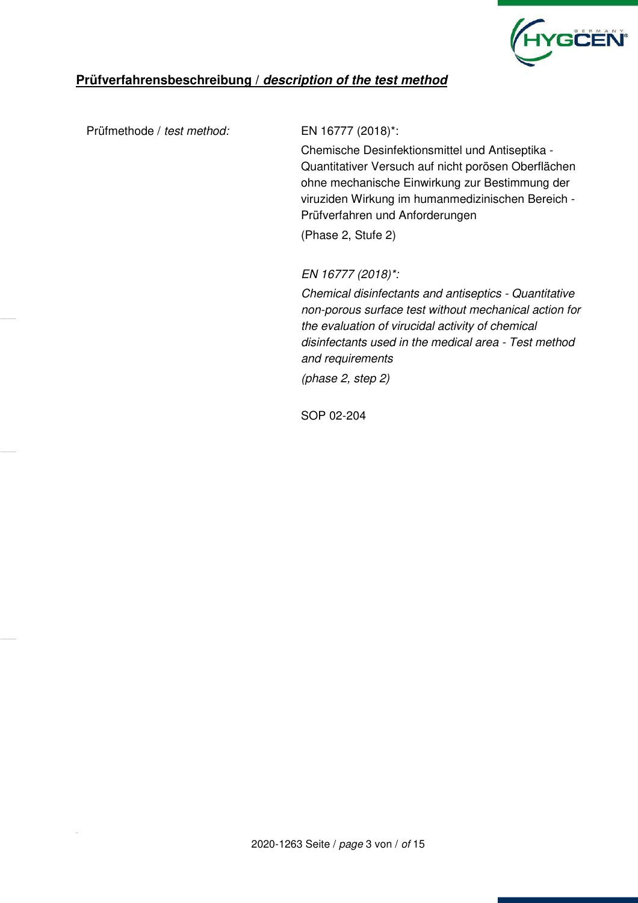## **Prüfverfahrensbeschreibung / *description of the test method***

| | |
|---|---|
| Prüfmethode / *test method:* | EN 16777 (2018)*:<br>Chemische Desinfektionsmittel und Antiseptika - Quantitativer Versuch auf nicht porösen Oberflächen ohne mechanische Einwirkung zur Bestimmung der viruziden Wirkung im humanmedizinischen Bereich - Prüfverfahren und Anforderungen<br>(Phase 2, Stufe 2)<br><br>*EN 16777 (2018)*:*<br>*Chemical disinfectants and antiseptics - Quantitative non-porous surface test without mechanical action for the evaluation of virucidal activity of chemical disinfectants used in the medical area - Test method and requirements*<br>*(phase 2, step 2)*<br><br>SOP 02-204 |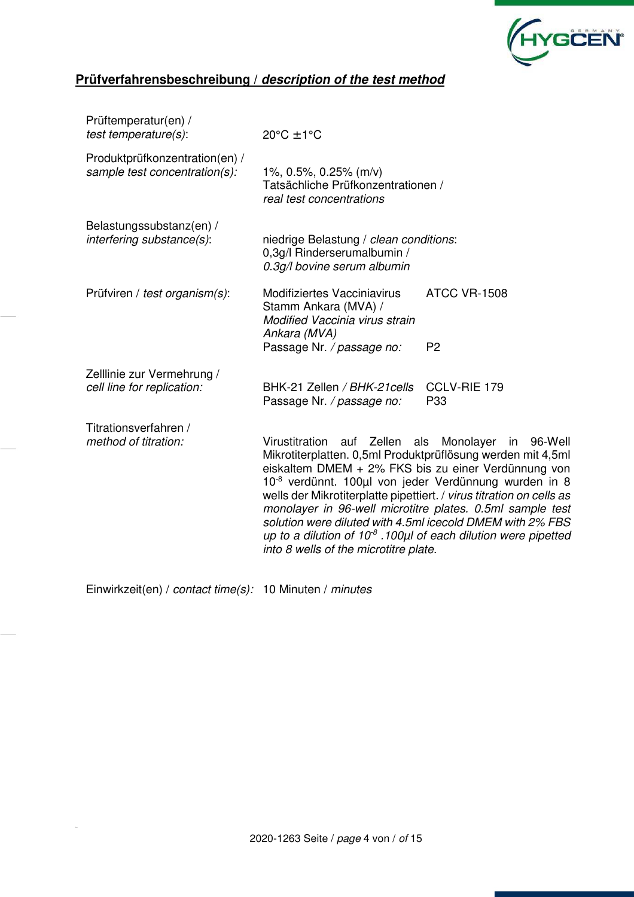## **Prüfverfahrensbeschreibung / *description of the test method***

| | | |
|---|---|---|
| Prüftemperatur(en) / *test temperature(s)*: | 20°C ±1°C | |
| Produktprüfkonzentration(en) / *sample test concentration(s):* | 1%, 0.5%, 0.25% (m/v) Tatsächliche Prüfkonzentrationen / *real test concentrations* | |
| Belastungssubstanz(en) / *interfering substance(s)*: | niedrige Belastung / *clean conditions*: 0,3g/l Rinderserumalbumin / *0.3g/l bovine serum albumin* | |
| Prüfviren / *test organism(s)*: | Modifiziertes Vacciniavirus Stamm Ankara (MVA) / *Modified Vaccinia virus strain Ankara (MVA)* | ATCC VR-1508 |
| | Passage Nr. */ passage no:* | P2 |
| Zelllinie zur Vermehrung / *cell line for replication:* | BHK-21 Zellen */ BHK-21cells* | CCLV-RIE 179 |
| | Passage Nr. */ passage no:* | P33 |
| Titrationsverfahren / *method of titration:* | Virustitration auf Zellen als Monolayer in 96-Well Mikrotiterplatten. 0,5ml Produktprüflösung werden mit 4,5ml eiskaltem DMEM + 2% FKS bis zu einer Verdünnung von $10^{-8}$ verdünnt. 100µl von jeder Verdünnung wurden in 8 wells der Mikrotiterplatte pipettiert. / *virus titration on cells as monolayer in 96-well microtitre plates. 0.5ml sample test solution were diluted with 4.5ml icecold DMEM with 2% FBS up to a dilution of $10^{-8}$ .100µl of each dilution were pipetted into 8 wells of the microtitre plate.* | |
| Einwirkzeit(en) / *contact time(s):* | 10 Minuten / *minutes* | |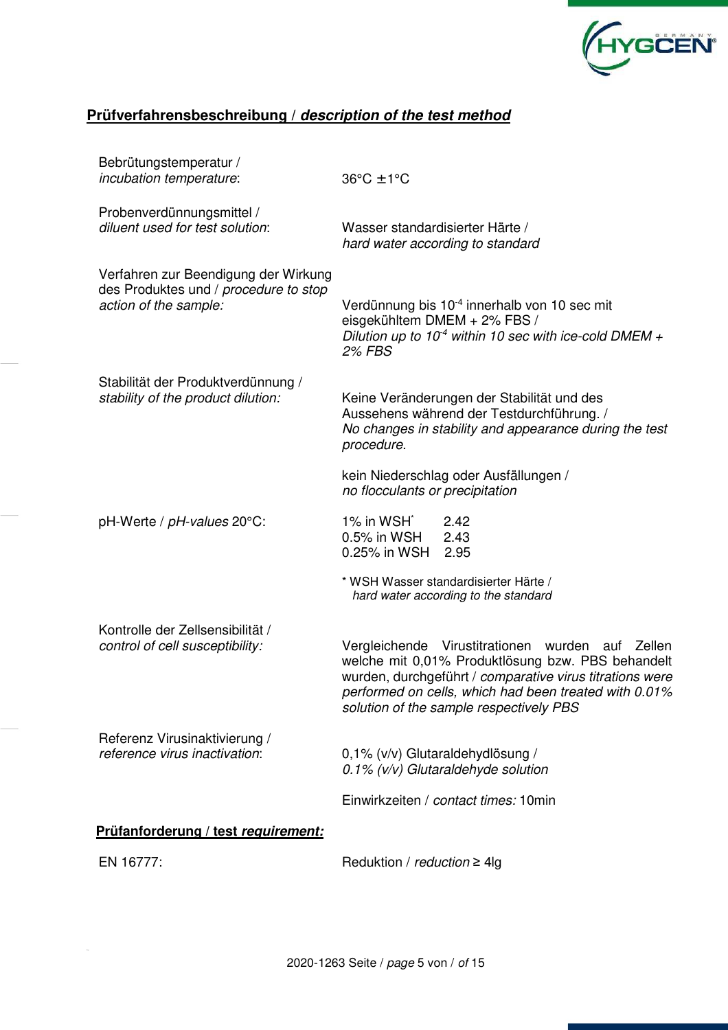## **Prüfverfahrensbeschreibung / *description of the test method***

| | |
|---|---|
| Bebrütungstemperatur / *incubation temperature*: | 36°C ±1°C |
| Probenverdünnungsmittel / *diluent used for test solution*: | Wasser standardisierter Härte / *hard water according to standard* |
| Verfahren zur Beendigung der Wirkung des Produktes und / *procedure to stop action of the sample:* | Verdünnung bis $10^{-4}$ innerhalb von 10 sec mit eisgekühltem DMEM + 2% FBS / *Dilution up to $10^{-4}$ within 10 sec with ice-cold DMEM + 2% FBS* |
| Stabilität der Produktverdünnung / *stability of the product dilution:* | Keine Veränderungen der Stabilität und des Aussehens während der Testdurchführung. / *No changes in stability and appearance during the test procedure.*<br><br>kein Niederschlag oder Ausfällungen / *no flocculants or precipitation* |
| pH-Werte / *pH-values* 20°C: | 1% in WSH* 2.42<br>0.5% in WSH 2.43<br>0.25% in WSH 2.95<br><br>* WSH Wasser standardisierter Härte / *hard water according to the standard* |
| Kontrolle der Zellsensibilität / *control of cell susceptibility:* | Vergleichende Virustitrationen wurden auf Zellen welche mit 0,01% Produktlösung bzw. PBS behandelt wurden, durchgeführt / *comparative virus titrations were performed on cells, which had been treated with 0.01% solution of the sample respectively PBS* |
| Referenz Virusinaktivierung / *reference virus inactivation*: | 0,1% (v/v) Glutaraldehydlösung / *0.1% (v/v) Glutaraldehyde solution*<br><br>Einwirkzeiten / *contact times:* 10min |

**Prüfanforderung / test *requirement:***

| | |
|---|---|
| EN 16777: | Reduktion / *reduction* ≥ 4lg |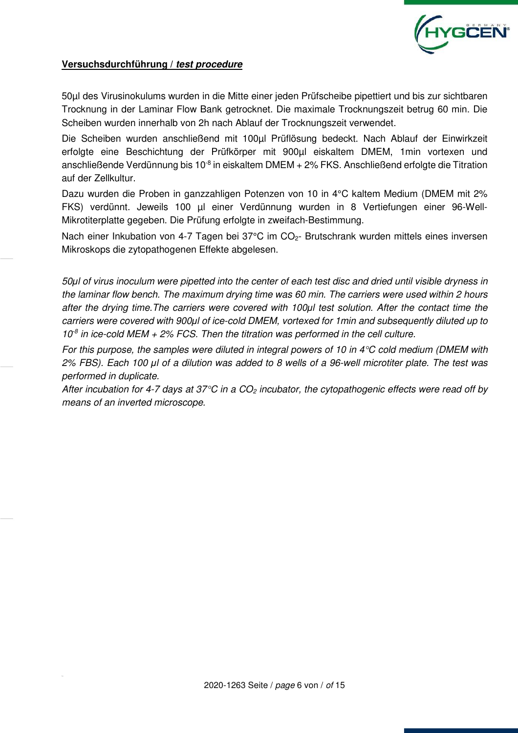**Versuchsdurchführung / *test procedure***

50µl des Virusinokulums wurden in die Mitte einer jeden Prüfscheibe pipettiert und bis zur sichtbaren Trocknung in der Laminar Flow Bank getrocknet. Die maximale Trocknungszeit betrug 60 min. Die Scheiben wurden innerhalb von 2h nach Ablauf der Trocknungszeit verwendet.

Die Scheiben wurden anschließend mit 100µl Prüflösung bedeckt. Nach Ablauf der Einwirkzeit erfolgte eine Beschichtung der Prüfkörper mit 900µl eiskaltem DMEM, 1min vortexen und anschließende Verdünnung bis $10^{-8}$ in eiskaltem DMEM + 2% FKS. Anschließend erfolgte die Titration auf der Zellkultur.

Dazu wurden die Proben in ganzzahligen Potenzen von 10 in 4°C kaltem Medium (DMEM mit 2% FKS) verdünnt. Jeweils 100 µl einer Verdünnung wurden in 8 Vertiefungen einer 96-Well-Mikrotiterplatte gegeben. Die Prüfung erfolgte in zweifach-Bestimmung.

Nach einer Inkubation von 4-7 Tagen bei 37°C im $CO_2$- Brutschrank wurden mittels eines inversen Mikroskops die zytopathogenen Effekte abgelesen.

*50µl of virus inoculum were pipetted into the center of each test disc and dried until visible dryness in the laminar flow bench. The maximum drying time was 60 min. The carriers were used within 2 hours after the drying time.The carriers were covered with 100µl test solution. After the contact time the carriers were covered with 900µl of ice-cold DMEM, vortexed for 1min and subsequently diluted up to $10^{-8}$ in ice-cold MEM + 2% FCS. Then the titration was performed in the cell culture.*

*For this purpose, the samples were diluted in integral powers of 10 in 4°C cold medium (DMEM with 2% FBS). Each 100 µl of a dilution was added to 8 wells of a 96-well microtiter plate. The test was performed in duplicate.*

*After incubation for 4-7 days at 37°C in a $CO_2$ incubator, the cytopathogenic effects were read off by means of an inverted microscope.*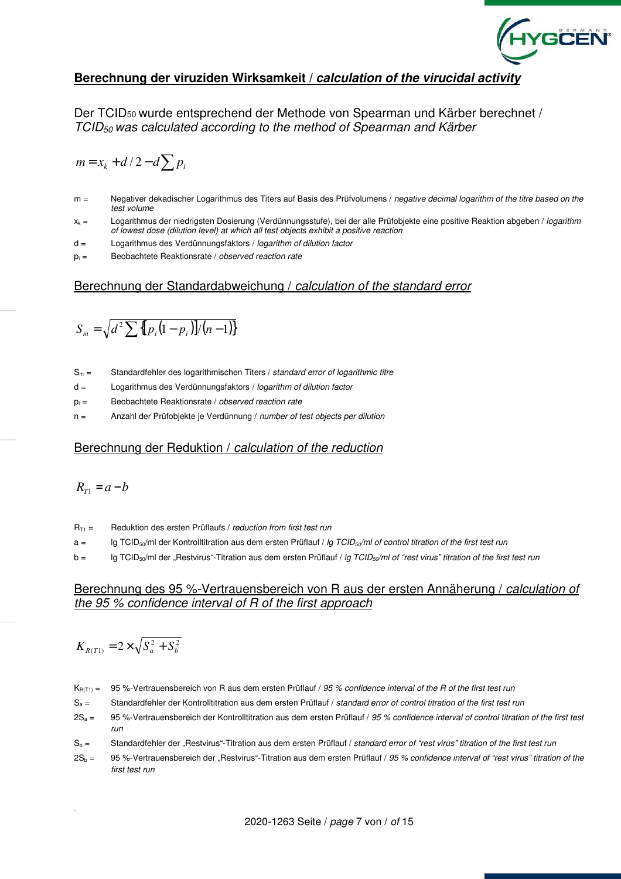## **Berechnung der viruziden Wirksamkeit / *calculation of the virucidal activity***

Der $TCID_{50}$ wurde entsprechend der Methode von Spearman und Kärber berechnet / *$TCID_{50}$ was calculated according to the method of Spearman and Kärber*

$$m = x_k + d/2 - d\sum p_i$$

- m = Negativer dekadischer Logarithmus des Titers auf Basis des Prüfvolumens / *negative decimal logarithm of the titre based on the test volume*
- $x_k$ = Logarithmus der niedrigsten Dosierung (Verdünnungsstufe), bei der alle Prüfobjekte eine positive Reaktion abgeben / *logarithm of lowest dose (dilution level) at which all test objects exhibit a positive reaction*
- d = Logarithmus des Verdünnungsfaktors / *logarithm of dilution factor*
- $p_i$ = Beobachtete Reaktionsrate / *observed reaction rate*

### Berechnung der Standardabweichung / *calculation of the standard error*

$$S_m = \sqrt{d^2 \sum \{[p_i(1-p_i)]/(n-1)\}}$$

- $S_m$ = Standardfehler des logarithmischen Titers / *standard error of logarithmic titre*
- d = Logarithmus des Verdünnungsfaktors / *logarithm of dilution factor*
- $p_i$ = Beobachtete Reaktionsrate / *observed reaction rate*
- n = Anzahl der Prüfobjekte je Verdünnung / *number of test objects per dilution*

### Berechnung der Reduktion / *calculation of the reduction*

$$R_{T1} = a - b$$

- $R_{T1}$ = Reduktion des ersten Prüflaufs / *reduction from first test run*
- a = lg $TCID_{50}$/ml der Kontrolltitration aus dem ersten Prüflauf / *lg $TCID_{50}$/ml of control titration of the first test run*
- b = lg $TCID_{50}$/ml der „Restvirus"-Titration aus dem ersten Prüflauf / *lg $TCID_{50}$/ml of "rest virus" titration of the first test run*

### Berechnung des 95 %-Vertrauensbereich von R aus der ersten Annäherung / *calculation of the 95 % confidence interval of R of the first approach*

$$K_{R(T1)} = 2 \times \sqrt{S_a^2 + S_b^2}$$

- $K_{R(T1)}$ = 95 %-Vertrauensbereich von R aus dem ersten Prüflauf / *95 % confidence interval of the R of the first test run*
- $S_a$ = Standardfehler der Kontrolltitration aus dem ersten Prüflauf / *standard error of control titration of the first test run*
- $2S_a$ = 95 %-Vertrauensbereich der Kontrolltitration aus dem ersten Prüflauf / *95 % confidence interval of control titration of the first test run*
- $S_b$ = Standardfehler der „Restvirus"-Titration aus dem ersten Prüflauf / *standard error of "rest virus" titration of the first test run*
- $2S_b$ = 95 %-Vertrauensbereich der „Restvirus"-Titration aus dem ersten Prüflauf / *95 % confidence interval of "rest virus" titration of the first test run*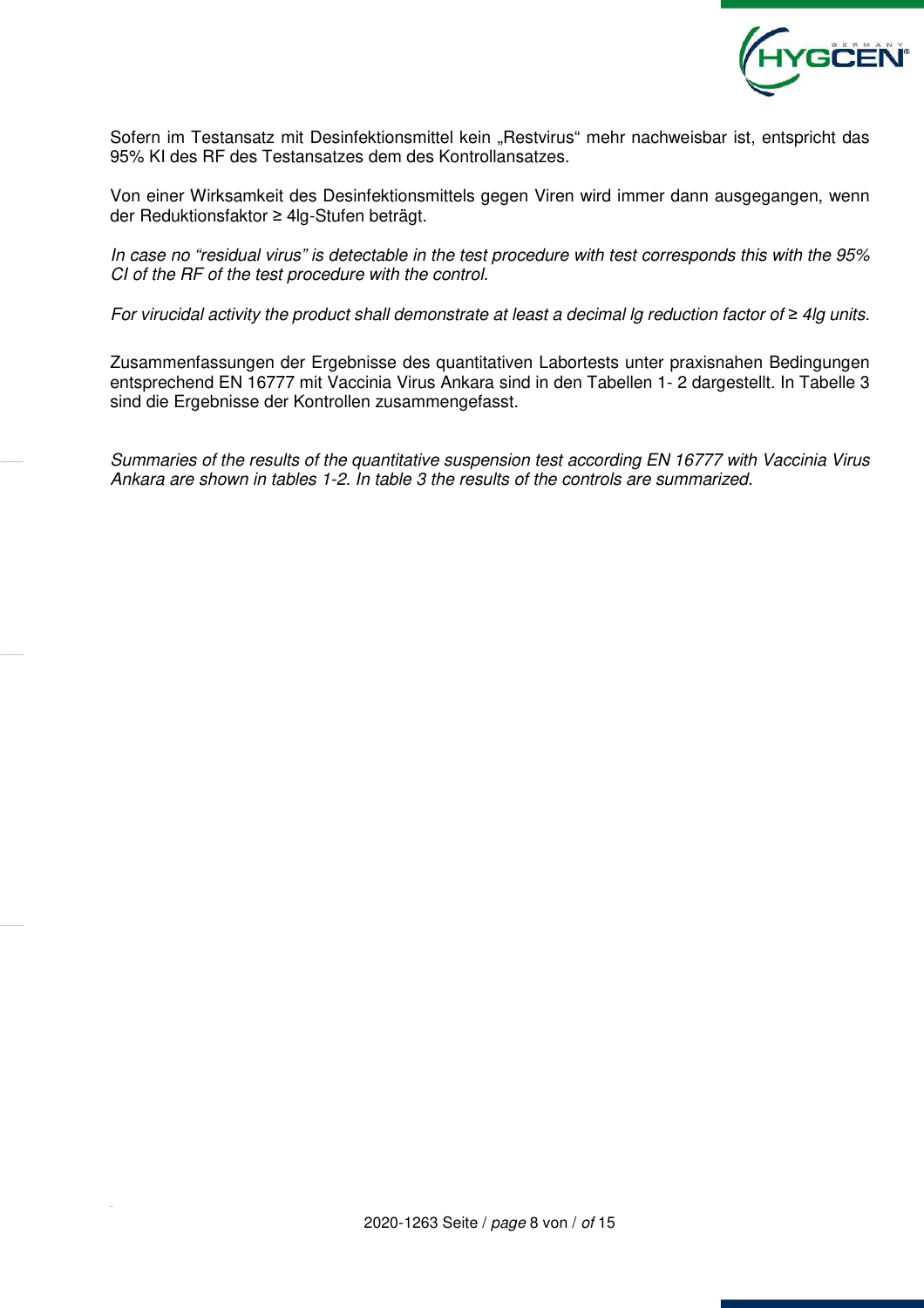Sofern im Testansatz mit Desinfektionsmittel kein „Restvirus" mehr nachweisbar ist, entspricht das 95% KI des RF des Testansatzes dem des Kontrollansatzes.

Von einer Wirksamkeit des Desinfektionsmittels gegen Viren wird immer dann ausgegangen, wenn der Reduktionsfaktor ≥ 4lg-Stufen beträgt.

*In case no "residual virus" is detectable in the test procedure with test corresponds this with the 95% CI of the RF of the test procedure with the control.*

*For virucidal activity the product shall demonstrate at least a decimal lg reduction factor of ≥ 4lg units.*

Zusammenfassungen der Ergebnisse des quantitativen Labortests unter praxisnahen Bedingungen entsprechend EN 16777 mit Vaccinia Virus Ankara sind in den Tabellen 1- 2 dargestellt. In Tabelle 3 sind die Ergebnisse der Kontrollen zusammengefasst.

*Summaries of the results of the quantitative suspension test according EN 16777 with Vaccinia Virus Ankara are shown in tables 1-2. In table 3 the results of the controls are summarized.*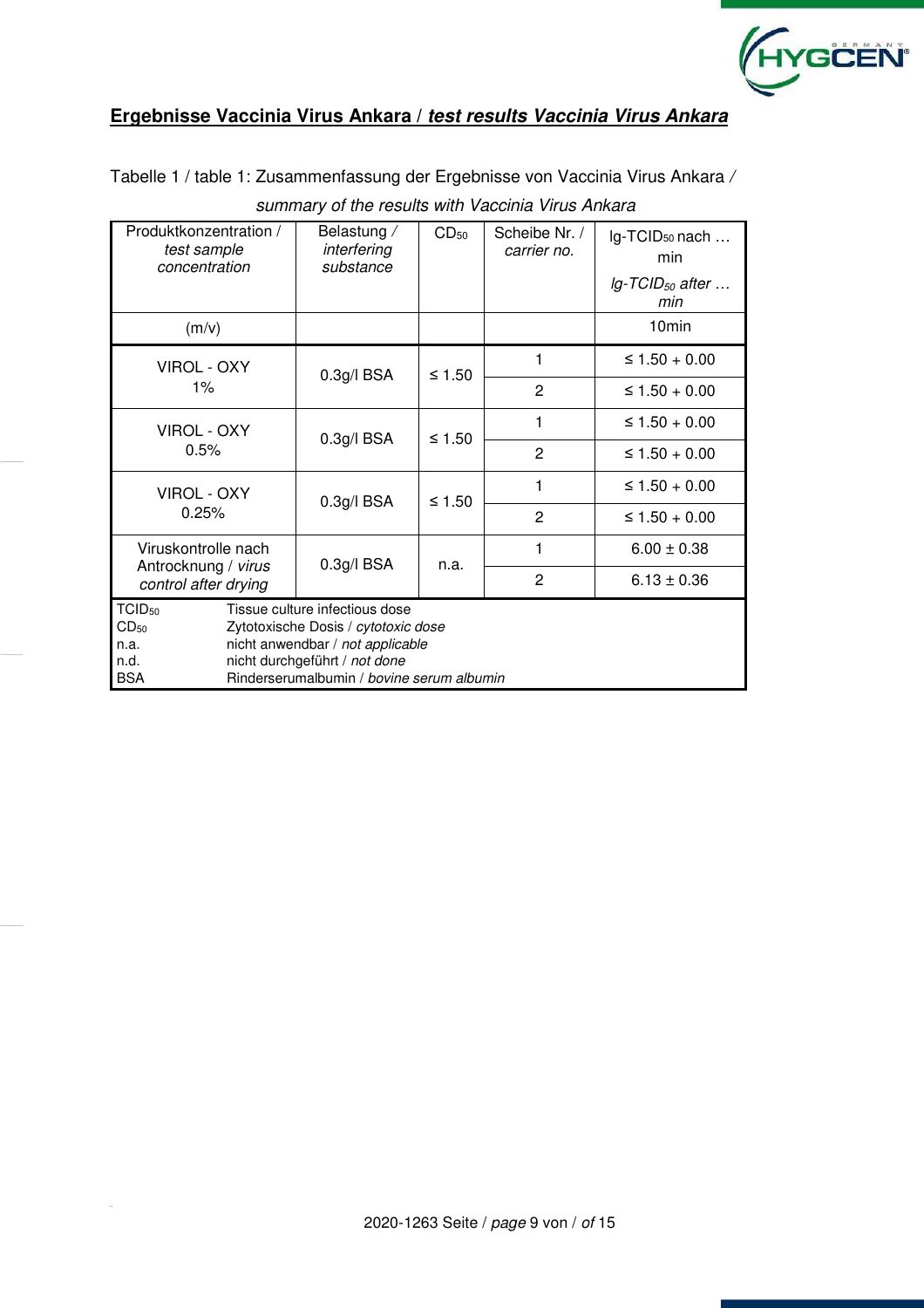## Ergebnisse Vaccinia Virus Ankara / ***test results Vaccinia Virus Ankara***

Tabelle 1 / table 1: Zusammenfassung der Ergebnisse von Vaccinia Virus Ankara / *summary of the results with Vaccinia Virus Ankara*

| Produktkonzentration / *test sample concentration* | Belastung / *interfering substance* | $CD_{50}$ | Scheibe Nr. / *carrier no.* | lg-$TCID_{50}$ nach … min / *lg-$TCID_{50}$ after … min* |
|---|---|---|---|---|
| (m/v) | | | | 10min |
| VIROL - OXY 1% | 0.3g/l BSA | ≤ 1.50 | 1 | ≤ 1.50 + 0.00 |
| | | | 2 | ≤ 1.50 + 0.00 |
| VIROL - OXY 0.5% | 0.3g/l BSA | ≤ 1.50 | 1 | ≤ 1.50 + 0.00 |
| | | | 2 | ≤ 1.50 + 0.00 |
| VIROL - OXY 0.25% | 0.3g/l BSA | ≤ 1.50 | 1 | ≤ 1.50 + 0.00 |
| | | | 2 | ≤ 1.50 + 0.00 |
| Viruskontrolle nach Antrocknung / *virus control after drying* | 0.3g/l BSA | n.a. | 1 | 6.00 ± 0.38 |
| | | | 2 | 6.13 ± 0.36 |

$TCID_{50}$ Tissue culture infectious dose
$CD_{50}$ Zytotoxische Dosis / *cytotoxic dose*
n.a. nicht anwendbar / *not applicable*
n.d. nicht durchgeführt / *not done*
BSA Rinderserumalbumin / *bovine serum albumin*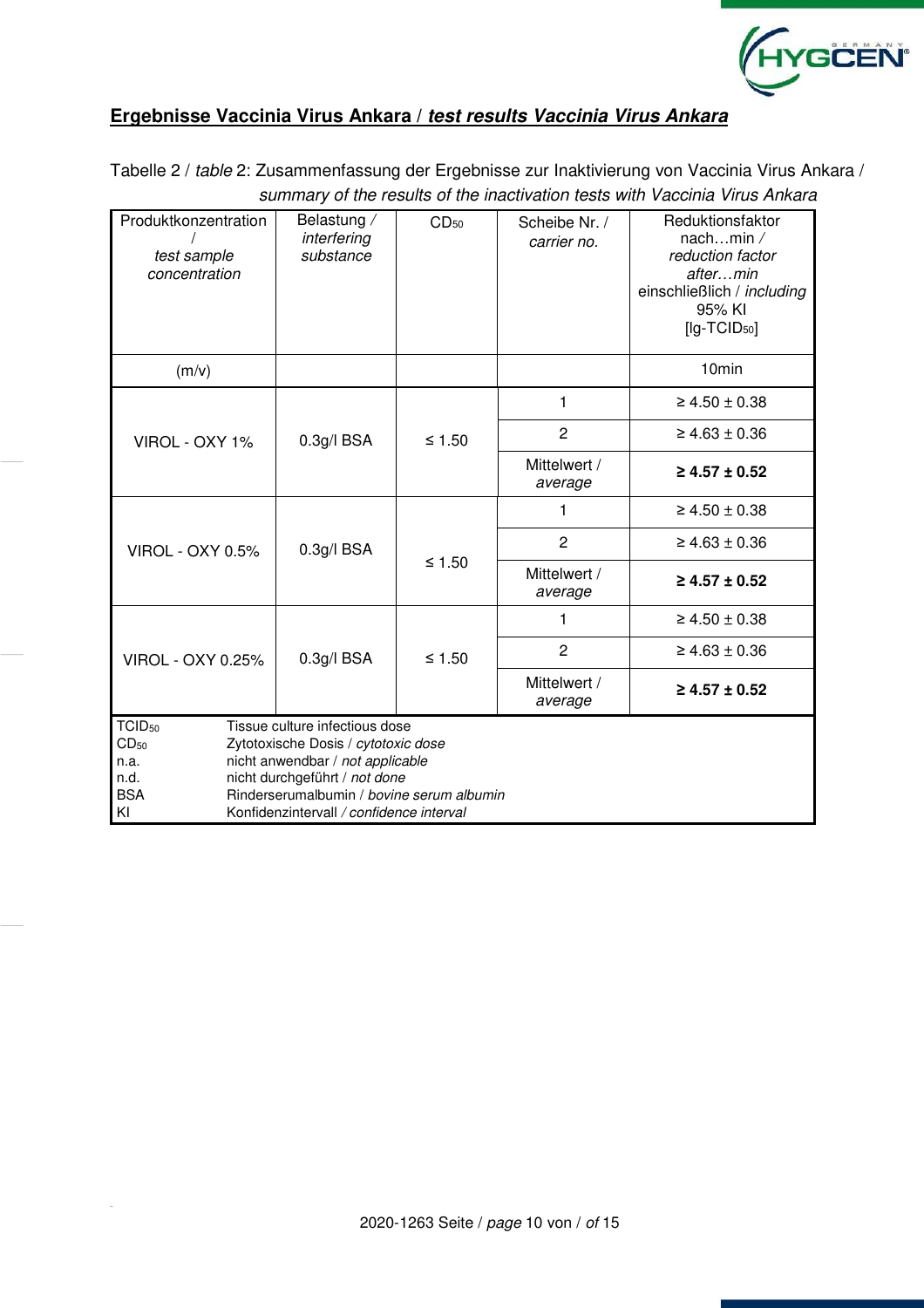## Ergebnisse Vaccinia Virus Ankara / ***test results Vaccinia Virus Ankara***

Tabelle 2 / *table* 2: Zusammenfassung der Ergebnisse zur Inaktivierung von Vaccinia Virus Ankara / *summary of the results of the inactivation tests with Vaccinia Virus Ankara*

| Produktkonzentration / *test sample concentration* | Belastung / *interfering substance* | $CD_{50}$ | Scheibe Nr. / *carrier no.* | Reduktionsfaktor nach…min / *reduction factor after…min* einschließlich / *including* 95% KI [lg-$TCID_{50}$] |
|---|---|---|---|---|
| (m/v) | | | | 10min |
| VIROL - OXY 1% | 0.3g/l BSA | ≤ 1.50 | 1 | ≥ 4.50 ± 0.38 |
| | | | 2 | ≥ 4.63 ± 0.36 |
| | | | Mittelwert / *average* | **≥ 4.57 ± 0.52** |
| VIROL - OXY 0.5% | 0.3g/l BSA | ≤ 1.50 | 1 | ≥ 4.50 ± 0.38 |
| | | | 2 | ≥ 4.63 ± 0.36 |
| | | | Mittelwert / *average* | **≥ 4.57 ± 0.52** |
| VIROL - OXY 0.25% | 0.3g/l BSA | ≤ 1.50 | 1 | ≥ 4.50 ± 0.38 |
| | | | 2 | ≥ 4.63 ± 0.36 |
| | | | Mittelwert / *average* | **≥ 4.57 ± 0.52** |

$TCID_{50}$ Tissue culture infectious dose
$CD_{50}$ Zytotoxische Dosis / *cytotoxic dose*
n.a. nicht anwendbar / *not applicable*
n.d. nicht durchgeführt / *not done*
BSA Rinderserumalbumin / *bovine serum albumin*
KI Konfidenzintervall / *confidence interval*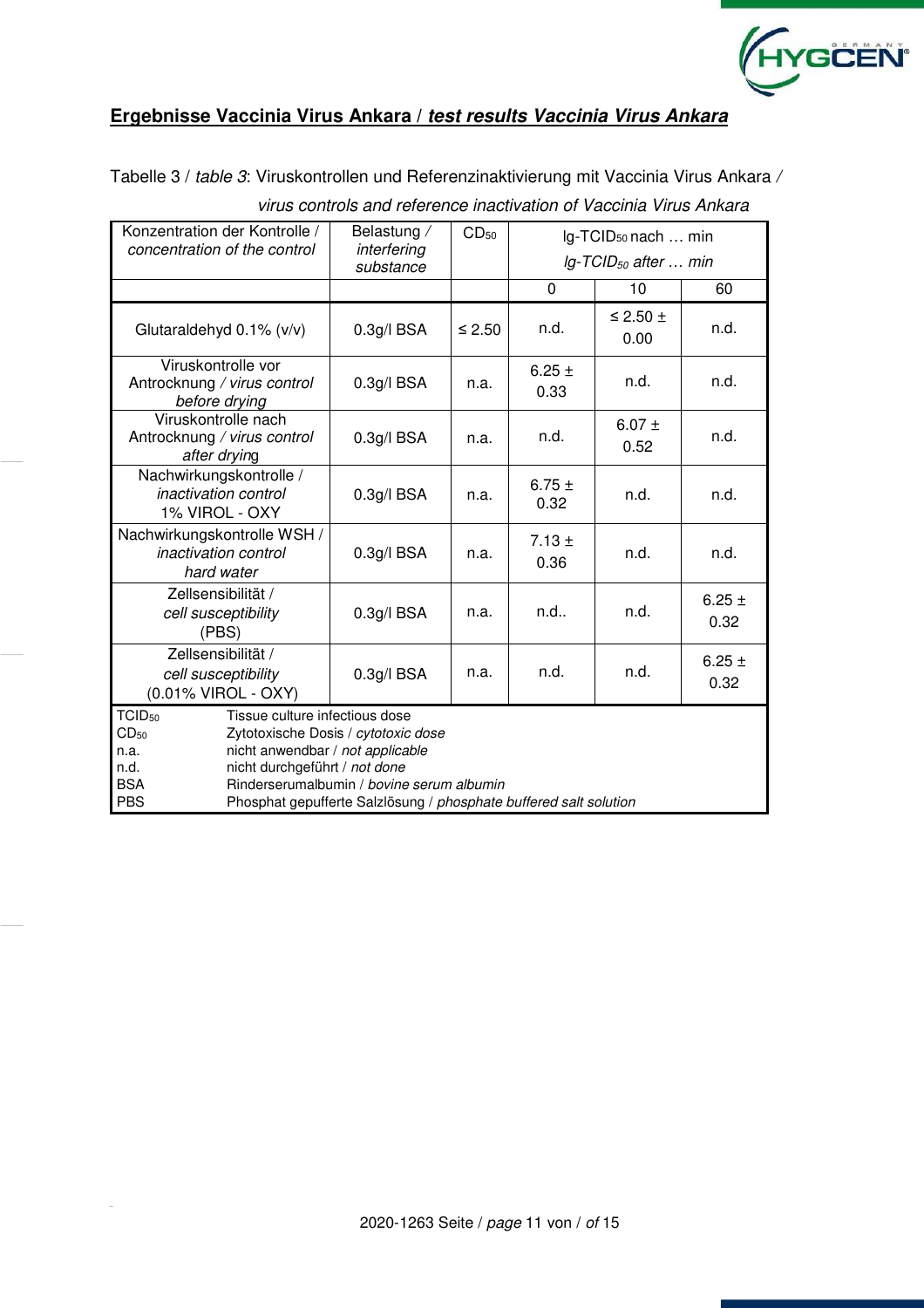## Ergebnisse Vaccinia Virus Ankara / ***test results Vaccinia Virus Ankara***

Tabelle 3 / *table 3*: Viruskontrollen und Referenzinaktivierung mit Vaccinia Virus Ankara / *virus controls and reference inactivation of Vaccinia Virus Ankara*

| Konzentration der Kontrolle / *concentration of the control* | Belastung / *interfering substance* | $CD_{50}$ | lg-$TCID_{50}$ nach … min *lg-$TCID_{50}$ after … min* | | |
|---|---|---|---|---|---|
| | | | 0 | 10 | 60 |
| Glutaraldehyd 0.1% (v/v) | 0.3g/l BSA | ≤ 2.50 | n.d. | ≤ 2.50 ± 0.00 | n.d. |
| Viruskontrolle vor Antrocknung / *virus control before drying* | 0.3g/l BSA | n.a. | 6.25 ± 0.33 | n.d. | n.d. |
| Viruskontrolle nach Antrocknung / *virus control after drying* | 0.3g/l BSA | n.a. | n.d. | 6.07 ± 0.52 | n.d. |
| Nachwirkungskontrolle / *inactivation control* 1% VIROL - OXY | 0.3g/l BSA | n.a. | 6.75 ± 0.32 | n.d. | n.d. |
| Nachwirkungskontrolle WSH / *inactivation control hard water* | 0.3g/l BSA | n.a. | 7.13 ± 0.36 | n.d. | n.d. |
| Zellsensibilität / *cell susceptibility* (PBS) | 0.3g/l BSA | n.a. | n.d.. | n.d. | 6.25 ± 0.32 |
| Zellsensibilität / *cell susceptibility* (0.01% VIROL - OXY) | 0.3g/l BSA | n.a. | n.d. | n.d. | 6.25 ± 0.32 |

$TCID_{50}$ Tissue culture infectious dose
$CD_{50}$ Zytotoxische Dosis / *cytotoxic dose*
n.a. nicht anwendbar / *not applicable*
n.d. nicht durchgeführt / *not done*
BSA Rinderserumalbumin / *bovine serum albumin*
PBS Phosphat gepufferte Salzlösung / *phosphate buffered salt solution*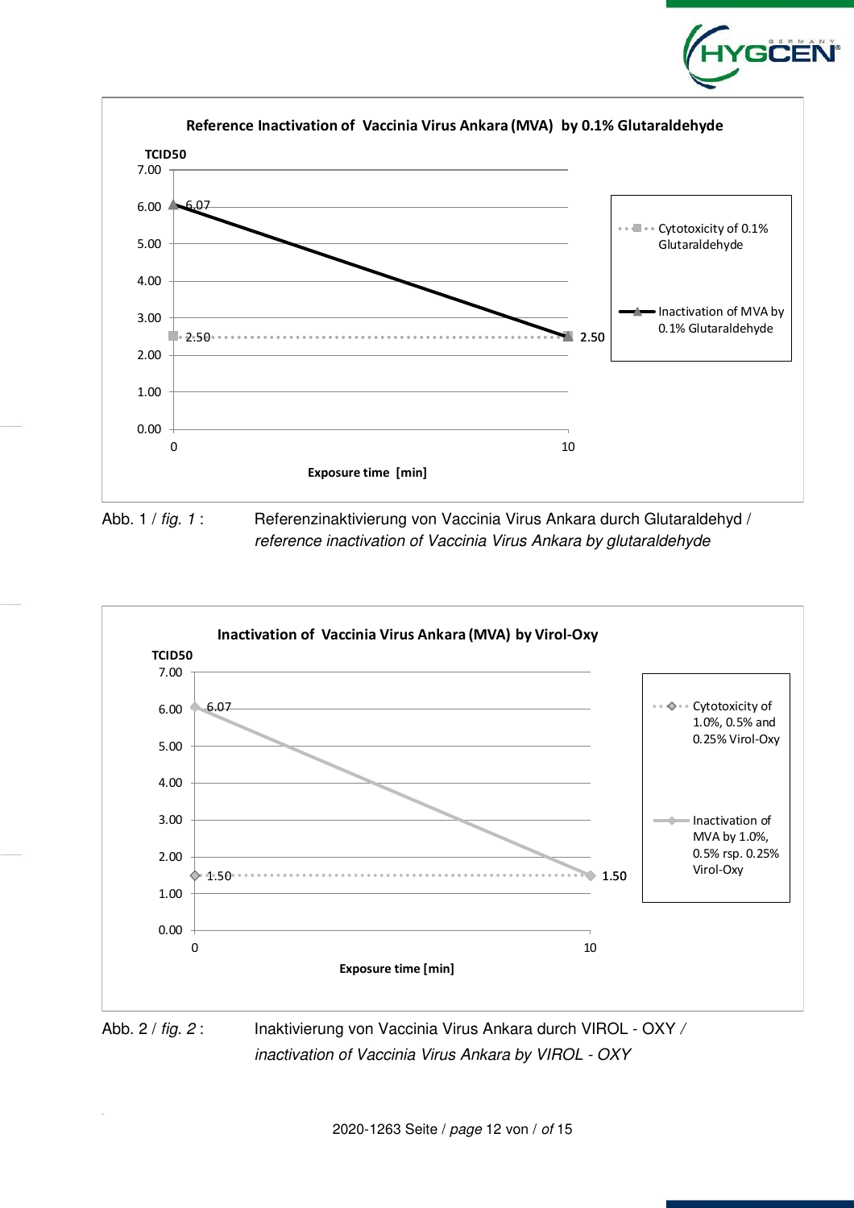**Reference Inactivation of Vaccinia Virus Ankara (MVA) by 0.1% Glutaraldehyde**

TCID50

- Cytotoxicity of 0.1% Glutaraldehyde: 2.50 (0 min), 2.50 (10 min)
- Inactivation of MVA by 0.1% Glutaraldehyde: 6.07 (0 min), 2.50 (10 min)

Exposure time [min]

Abb. 1 / *fig. 1* : Referenzinaktivierung von Vaccinia Virus Ankara durch Glutaraldehyd / *reference inactivation of Vaccinia Virus Ankara by glutaraldehyde*

**Inactivation of Vaccinia Virus Ankara (MVA) by Virol-Oxy**

TCID50

- Cytotoxicity of 1.0%, 0.5% and 0.25% Virol-Oxy: 1.50 (0 min), 1.50 (10 min)
- Inactivation of MVA by 1.0%, 0.5% rsp. 0.25% Virol-Oxy: 6.07 (0 min), 1.50 (10 min)

Exposure time [min]

Abb. 2 / *fig. 2* : Inaktivierung von Vaccinia Virus Ankara durch VIROL - OXY / *inactivation of Vaccinia Virus Ankara by VIROL - OXY*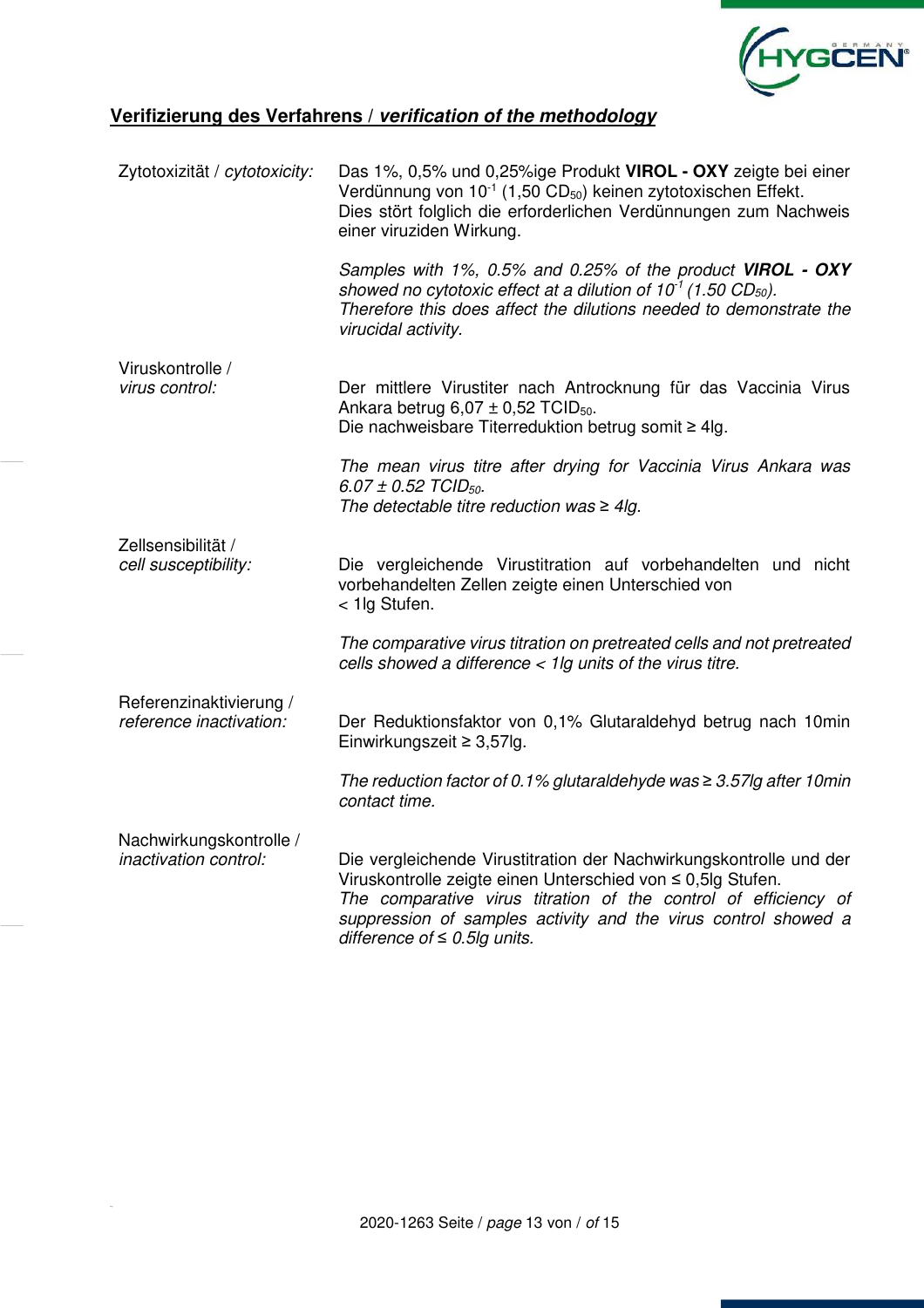## **Verifizierung des Verfahrens / *verification of the methodology***

| | |
|---|---|
| Zytotoxizität / *cytotoxicity:* | Das 1%, 0,5% und 0,25%ige Produkt **VIROL - OXY** zeigte bei einer Verdünnung von $10^{-1}$ (1,50 $CD_{50}$) keinen zytotoxischen Effekt. Dies stört folglich die erforderlichen Verdünnungen zum Nachweis einer viruziden Wirkung.<br><br>*Samples with 1%, 0.5% and 0.25% of the product **VIROL - OXY** showed no cytotoxic effect at a dilution of $10^{-1}$ (1.50 $CD_{50}$). Therefore this does affect the dilutions needed to demonstrate the virucidal activity.* |
| Viruskontrolle / *virus control:* | Der mittlere Virustiter nach Antrocknung für das Vaccinia Virus Ankara betrug 6,07 ± 0,52 $TCID_{50}$. Die nachweisbare Titerreduktion betrug somit ≥ 4lg.<br><br>*The mean virus titre after drying for Vaccinia Virus Ankara was 6.07 ± 0.52 $TCID_{50}$. The detectable titre reduction was ≥ 4lg.* |
| Zellsensibilität / *cell susceptibility:* | Die vergleichende Virustitration auf vorbehandelten und nicht vorbehandelten Zellen zeigte einen Unterschied von < 1lg Stufen.<br><br>*The comparative virus titration on pretreated cells and not pretreated cells showed a difference < 1lg units of the virus titre.* |
| Referenzinaktivierung / *reference inactivation:* | Der Reduktionsfaktor von 0,1% Glutaraldehyd betrug nach 10min Einwirkungszeit ≥ 3,57lg.<br><br>*The reduction factor of 0.1% glutaraldehyde was ≥ 3.57lg after 10min contact time.* |
| Nachwirkungskontrolle / *inactivation control:* | Die vergleichende Virustitration der Nachwirkungskontrolle und der Viruskontrolle zeigte einen Unterschied von ≤ 0,5lg Stufen.<br>*The comparative virus titration of the control of efficiency of suppression of samples activity and the virus control showed a difference of ≤ 0.5lg units.* |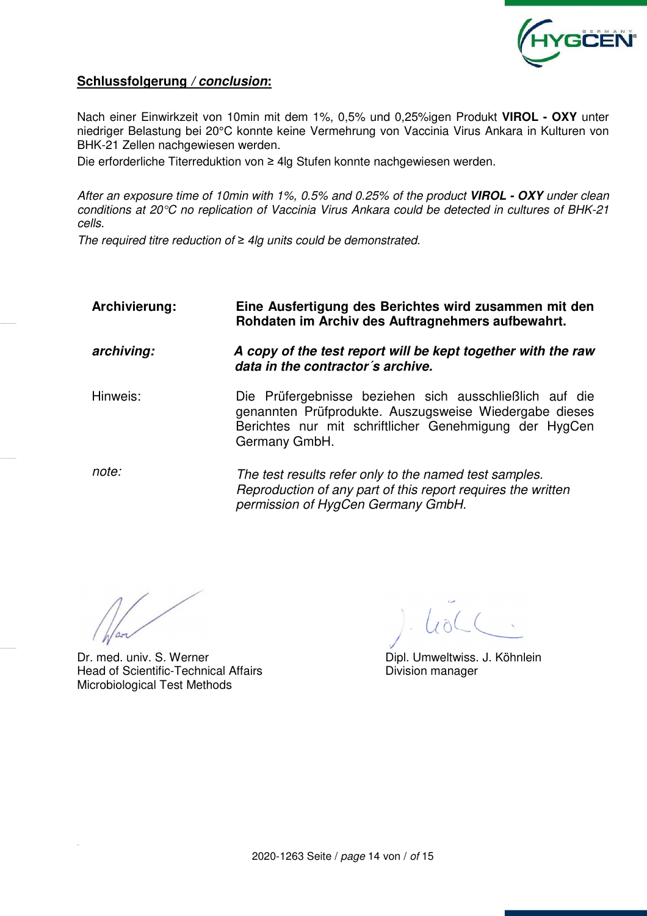## Schlussfolgerung / *conclusion*:

Nach einer Einwirkzeit von 10min mit dem 1%, 0,5% und 0,25%igen Produkt **VIROL - OXY** unter niedriger Belastung bei 20°C konnte keine Vermehrung von Vaccinia Virus Ankara in Kulturen von BHK-21 Zellen nachgewiesen werden.

Die erforderliche Titerreduktion von ≥ 4lg Stufen konnte nachgewiesen werden.

*After an exposure time of 10min with 1%, 0.5% and 0.25% of the product **VIROL - OXY** under clean conditions at 20°C no replication of Vaccinia Virus Ankara could be detected in cultures of BHK-21 cells.*

*The required titre reduction of ≥ 4lg units could be demonstrated.*

**Archivierung:** **Eine Ausfertigung des Berichtes wird zusammen mit den Rohdaten im Archiv des Auftragnehmers aufbewahrt.**

***archiving:*** ***A copy of the test report will be kept together with the raw data in the contractor´s archive.***

Hinweis: Die Prüfergebnisse beziehen sich ausschließlich auf die genannten Prüfprodukte. Auszugsweise Wiedergabe dieses Berichtes nur mit schriftlicher Genehmigung der HygCen Germany GmbH.

*note:* *The test results refer only to the named test samples. Reproduction of any part of this report requires the written permission of HygCen Germany GmbH.*

Dr. med. univ. S. Werner
Head of Scientific-Technical Affairs
Microbiological Test Methods

Dipl. Umweltwiss. J. Köhnlein
Division manager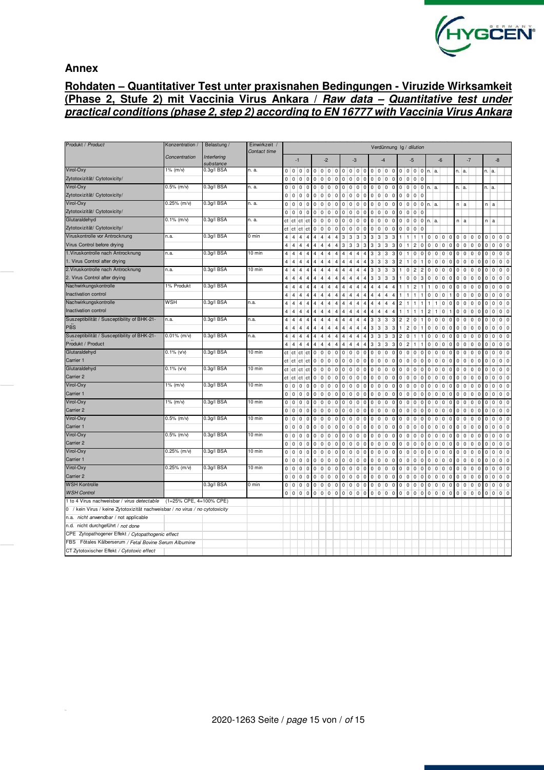## Annex

## Rohdaten – Quantitativer Test unter praxisnahen Bedingungen - Viruzide Wirksamkeit (Phase 2, Stufe 2) mit Vaccinia Virus Ankara / *Raw data – Quantitative test under practical conditions (phase 2, step 2) according to EN 16777 with Vaccinia Virus Ankara*

| Produkt / *Product* | Konzentration / *Concentration* | Belastung / *Interfering substance* | Einwirkzeit / *Contact time* | Verdünnung lg / *dilution* -1 | -2 | -3 | -4 | -5 | -6 | -7 | -8 |
|---|---|---|---|---|---|---|---|---|---|---|---|
| Virol-Oxy | 1% (m/v) | 0.3g/l BSA | n. a. | 0 0 0 0 | 0 0 0 0 | 0 0 0 0 | 0 0 0 0 | 0 0 0 0 | n. a. | n. a. | n. a. |
| Zytotoxizität/ Cytotoxicity/ | | | | 0 0 0 0 | 0 0 0 0 | 0 0 0 0 | 0 0 0 0 | 0 0 0 0 | | | |
| Virol-Oxy | 0.5% (m/v) | 0.3g/l BSA | n. a. | 0 0 0 0 | 0 0 0 0 | 0 0 0 0 | 0 0 0 0 | 0 0 0 0 | n. a. | n. a. | n. a. |
| Zytotoxizität/ Cytotoxicity/ | | | | 0 0 0 0 | 0 0 0 0 | 0 0 0 0 | 0 0 0 0 | 0 0 0 0 | | | |
| Virol-Oxy | 0.25% (m/v) | 0.3g/l BSA | n. a. | 0 0 0 0 | 0 0 0 0 | 0 0 0 0 | 0 0 0 0 | 0 0 0 0 | n. a. | n a | n a |
| Zytotoxizität/ Cytotoxicity/ | | | | 0 0 0 0 | 0 0 0 0 | 0 0 0 0 | 0 0 0 0 | 0 0 0 0 | | | |
| Glutaraldehyd | 0.1% (m/v) | 0.3g/l BSA | n. a. | ct ct ct ct | 0 0 0 0 | 0 0 0 0 | 0 0 0 0 | 0 0 0 0 | n. a. | n a | n a |
| Zytotoxizität/ Cytotoxicity/ | | | | ct ct ct ct | 0 0 0 0 | 0 0 0 0 | 0 0 0 0 | 0 0 0 0 | | | |
| Viruskontrolle vor Antrocknung | n.a. | 0.3g/l BSA | 0 min | 4 4 4 4 | 4 4 4 4 | 3 3 3 3 | 3 3 3 3 | 1 1 1 1 | 0 0 0 0 | 0 0 0 0 | 0 0 0 0 |
| Virus Control before drying | | | | 4 4 4 4 | 4 4 4 4 | 3 3 3 3 | 3 3 3 3 | 0 1 2 0 | 0 0 0 0 | 0 0 0 0 | 0 0 0 0 |
| 1.Viruskontrolle nach Antrocknung | n.a. | 0.3g/l BSA | 10 min | 4 4 4 4 | 4 4 4 4 | 4 4 4 4 | 3 3 3 3 | 0 1 0 0 | 0 0 0 0 | 0 0 0 0 | 0 0 0 0 |
| 1. Virus Control after drying | | | | 4 4 4 4 | 4 4 4 4 | 4 4 4 4 | 3 3 3 3 | 2 1 0 1 | 0 0 0 0 | 0 0 0 0 | 0 0 0 0 |
| 2.Viruskontrolle nach Antrocknung | n.a. | 0.3g/l BSA | 10 min | 4 4 4 4 | 4 4 4 4 | 4 4 4 4 | 3 3 3 3 | 1 0 2 2 | 0 0 0 0 | 0 0 0 0 | 0 0 0 0 |
| 2. Virus Control after drying | | | | 4 4 4 4 | 4 4 4 4 | 4 4 4 4 | 3 3 3 3 | 1 0 0 3 | 0 0 0 0 | 0 0 0 0 | 0 0 0 0 |
| Nachwirkungskontrolle | 1% Produkt | 0.3g/l BSA | | 4 4 4 4 | 4 4 4 4 | 4 4 4 4 | 4 4 4 4 | 1 1 2 1 | 1 0 0 0 | 0 0 0 0 | 0 0 0 0 |
| Inactivation control | | | | 4 4 4 4 | 4 4 4 4 | 4 4 4 4 | 4 4 4 4 | 1 1 1 1 | 0 0 0 1 | 0 0 0 0 | 0 0 0 0 |
| Nachwirkungskontrolle | WSH | 0.3g/l BSA | n.a. | 4 4 4 4 | 4 4 4 4 | 4 4 4 4 | 4 4 4 4 | 2 1 1 1 | 1 1 0 0 | 0 0 0 0 | 0 0 0 0 |
| Inactivation control | | | | 4 4 4 4 | 4 4 4 4 | 4 4 4 4 | 4 4 4 4 | 1 1 1 1 | 2 1 0 1 | 0 0 0 0 | 0 0 0 0 |
| Suszeptibilität / Susceptibility of BHK-21- | n.a. | 0.3g/l BSA | n.a. | 4 4 4 4 | 4 4 4 4 | 4 4 4 4 | 3 3 3 3 | 2 2 0 1 | 0 0 0 0 | 0 0 0 0 | 0 0 0 0 |
| PBS | | | | 4 4 4 4 | 4 4 4 4 | 4 4 4 4 | 3 3 3 3 | 1 2 0 1 | 0 0 0 0 | 0 0 0 0 | 0 0 0 0 |
| Suszeptibilität / Susceptibility of BHK-21- | 0.01% (m/v) | 0.3g/l BSA | n.a. | 4 4 4 4 | 4 4 4 4 | 4 4 4 4 | 3 3 3 3 | 2 0 1 1 | 0 0 0 0 | 0 0 0 0 | 0 0 0 0 |
| Produkt / Product | | | | 4 4 4 4 | 4 4 4 4 | 4 4 4 4 | 3 3 3 3 | 0 2 1 1 | 0 0 0 0 | 0 0 0 0 | 0 0 0 0 |
| Glutaraldehyd | 0.1% (v/v) | 0.3g/l BSA | 10 min | ct ct ct ct | 0 0 0 0 | 0 0 0 0 | 0 0 0 0 | 0 0 0 0 | 0 0 0 0 | 0 0 0 0 | 0 0 0 0 |
| Carrier 1 | | | | ct ct ct ct | 0 0 0 0 | 0 0 0 0 | 0 0 0 0 | 0 0 0 0 | 0 0 0 0 | 0 0 0 0 | 0 0 0 0 |
| Glutaraldehyd | 0.1% (v/v) | 0.3g/l BSA | 10 min | ct ct ct ct | 0 0 0 0 | 0 0 0 0 | 0 0 0 0 | 0 0 0 0 | 0 0 0 0 | 0 0 0 0 | 0 0 0 0 |
| Carrier 2 | | | | ct ct ct ct | 0 0 0 0 | 0 0 0 0 | 0 0 0 0 | 0 0 0 0 | 0 0 0 0 | 0 0 0 0 | 0 0 0 0 |
| Virol-Oxy | 1% (m/v) | 0.3g/l BSA | 10 min | 0 0 0 0 | 0 0 0 0 | 0 0 0 0 | 0 0 0 0 | 0 0 0 0 | 0 0 0 0 | 0 0 0 0 | 0 0 0 0 |
| Carrier 1 | | | | 0 0 0 0 | 0 0 0 0 | 0 0 0 0 | 0 0 0 0 | 0 0 0 0 | 0 0 0 0 | 0 0 0 0 | 0 0 0 0 |
| Virol-Oxy | 1% (m/v) | 0.3g/l BSA | 10 min | 0 0 0 0 | 0 0 0 0 | 0 0 0 0 | 0 0 0 0 | 0 0 0 0 | 0 0 0 0 | 0 0 0 0 | 0 0 0 0 |
| Carrier 2 | | | | 0 0 0 0 | 0 0 0 0 | 0 0 0 0 | 0 0 0 0 | 0 0 0 0 | 0 0 0 0 | 0 0 0 0 | 0 0 0 0 |
| Virol-Oxy | 0.5% (m/v) | 0.3g/l BSA | 10 min | 0 0 0 0 | 0 0 0 0 | 0 0 0 0 | 0 0 0 0 | 0 0 0 0 | 0 0 0 0 | 0 0 0 0 | 0 0 0 0 |
| Carrier 1 | | | | 0 0 0 0 | 0 0 0 0 | 0 0 0 0 | 0 0 0 0 | 0 0 0 0 | 0 0 0 0 | 0 0 0 0 | 0 0 0 0 |
| Virol-Oxy | 0.5% (m/v) | 0.3g/l BSA | 10 min | 0 0 0 0 | 0 0 0 0 | 0 0 0 0 | 0 0 0 0 | 0 0 0 0 | 0 0 0 0 | 0 0 0 0 | 0 0 0 0 |
| Carrier 2 | | | | 0 0 0 0 | 0 0 0 0 | 0 0 0 0 | 0 0 0 0 | 0 0 0 0 | 0 0 0 0 | 0 0 0 0 | 0 0 0 0 |
| Virol-Oxy | 0.25% (m/v) | 0.3g/l BSA | 10 min | 0 0 0 0 | 0 0 0 0 | 0 0 0 0 | 0 0 0 0 | 0 0 0 0 | 0 0 0 0 | 0 0 0 0 | 0 0 0 0 |
| Carrier 1 | | | | 0 0 0 0 | 0 0 0 0 | 0 0 0 0 | 0 0 0 0 | 0 0 0 0 | 0 0 0 0 | 0 0 0 0 | 0 0 0 0 |
| Virol-Oxy | 0.25% (m/v) | 0.3g/l BSA | 10 min | 0 0 0 0 | 0 0 0 0 | 0 0 0 0 | 0 0 0 0 | 0 0 0 0 | 0 0 0 0 | 0 0 0 0 | 0 0 0 0 |
| Carrier 2 | | | | 0 0 0 0 | 0 0 0 0 | 0 0 0 0 | 0 0 0 0 | 0 0 0 0 | 0 0 0 0 | 0 0 0 0 | 0 0 0 0 |
| WSH Kontrolle | | 0.3g/l BSA | 0 min | 0 0 0 0 | 0 0 0 0 | 0 0 0 0 | 0 0 0 0 | 0 0 0 0 | 0 0 0 0 | 0 0 0 0 | 0 0 0 0 |
| *WSH Control* | | | | 0 0 0 0 | 0 0 0 0 | 0 0 0 0 | 0 0 0 0 | 0 0 0 0 | 0 0 0 0 | 0 0 0 0 | 0 0 0 0 |

1 to 4 Virus nachweisbar / *virus detectable* (1=25% CPE, 4=100% CPE)
0 / kein Virus / keine Zytotoxizität nachweisbar / *no virus / no cytotoxicity*
n.a. *nicht anwendbar* / not applicable
n.d. nicht durchgeführt / *not done*
CPE Zytopathogener Effekt / *Cytopathogenic effect*
FBS Fötales Kälberserum / *Fetal Bovine Serum Albumine*
CT Zytotoxischer Effekt / *Cytotoxic effect*